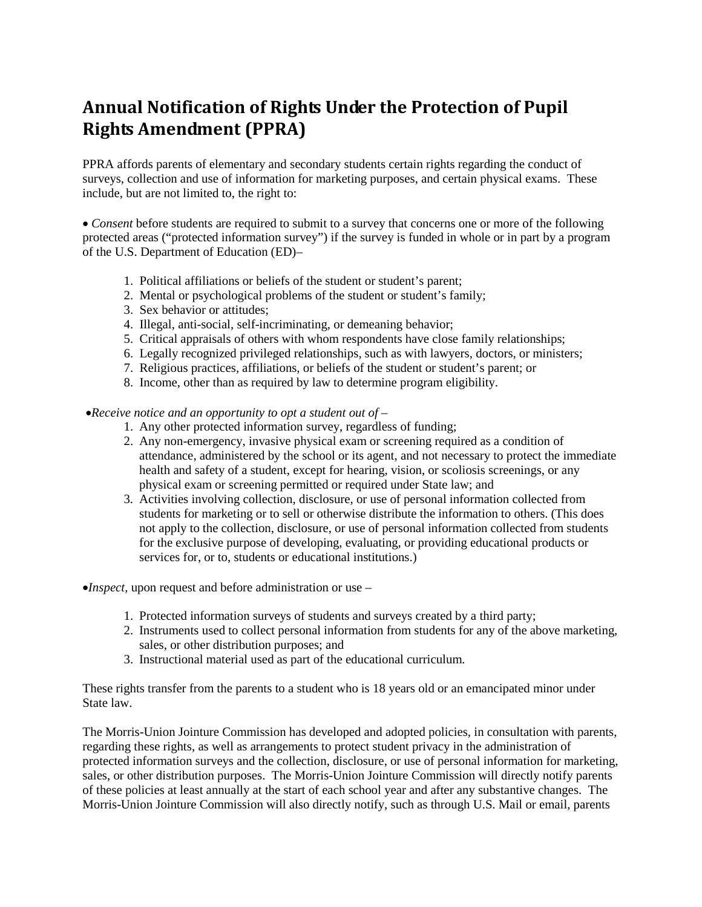# Annual Notification of Rights Under the Protection of Pupil Rights Amendment (PPRA)

PPRA affords parents of elementary and secondary students certain rights regarding the conduct of surveys, collection and use of information for marketing purposes, and certain physical exams. These include, but are not limited to, the right to:

- *Consent* before students are required to submit to a survey that concerns one or more of the following protected areas ("protected information survey") if the survey is funded in whole or in part by a program of the U.S. Department of Education (ED)–

  1. Political affiliations or beliefs of the student or student's parent;
  2. Mental or psychological problems of the student or student's family;
  3. Sex behavior or attitudes;
  4. Illegal, anti-social, self-incriminating, or demeaning behavior;
  5. Critical appraisals of others with whom respondents have close family relationships;
  6. Legally recognized privileged relationships, such as with lawyers, doctors, or ministers;
  7. Religious practices, affiliations, or beliefs of the student or student's parent; or
  8. Income, other than as required by law to determine program eligibility.

- *Receive notice and an opportunity to opt a student out of* –
  1. Any other protected information survey, regardless of funding;
  2. Any non-emergency, invasive physical exam or screening required as a condition of attendance, administered by the school or its agent, and not necessary to protect the immediate health and safety of a student, except for hearing, vision, or scoliosis screenings, or any physical exam or screening permitted or required under State law; and
  3. Activities involving collection, disclosure, or use of personal information collected from students for marketing or to sell or otherwise distribute the information to others. (This does not apply to the collection, disclosure, or use of personal information collected from students for the exclusive purpose of developing, evaluating, or providing educational products or services for, or to, students or educational institutions.)

- *Inspect*, upon request and before administration or use –

  1. Protected information surveys of students and surveys created by a third party;
  2. Instruments used to collect personal information from students for any of the above marketing, sales, or other distribution purposes; and
  3. Instructional material used as part of the educational curriculum.

These rights transfer from the parents to a student who is 18 years old or an emancipated minor under State law.

The Morris-Union Jointure Commission has developed and adopted policies, in consultation with parents, regarding these rights, as well as arrangements to protect student privacy in the administration of protected information surveys and the collection, disclosure, or use of personal information for marketing, sales, or other distribution purposes. The Morris-Union Jointure Commission will directly notify parents of these policies at least annually at the start of each school year and after any substantive changes. The Morris-Union Jointure Commission will also directly notify, such as through U.S. Mail or email, parents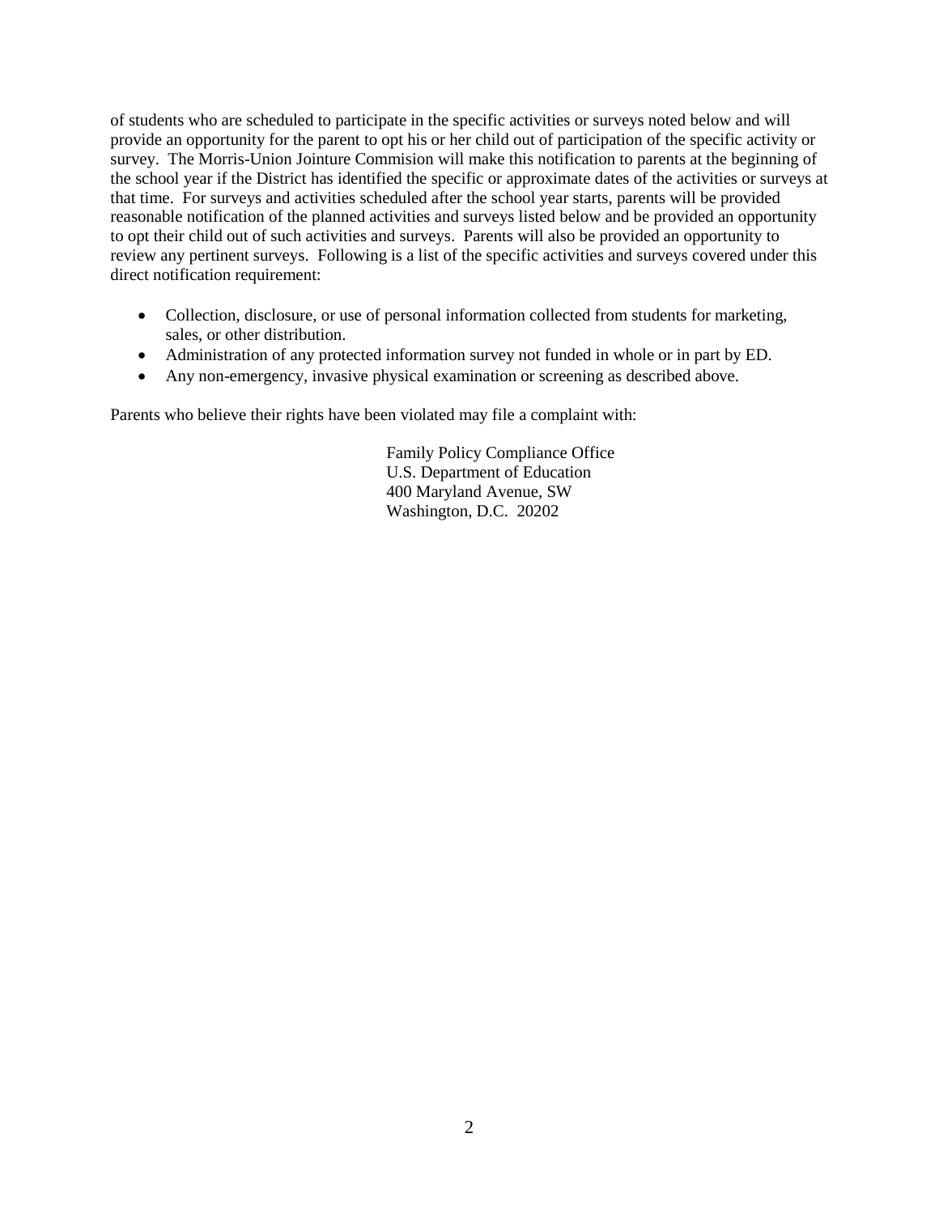of students who are scheduled to participate in the specific activities or surveys noted below and will provide an opportunity for the parent to opt his or her child out of participation of the specific activity or survey. The Morris-Union Jointure Commision will make this notification to parents at the beginning of the school year if the District has identified the specific or approximate dates of the activities or surveys at that time. For surveys and activities scheduled after the school year starts, parents will be provided reasonable notification of the planned activities and surveys listed below and be provided an opportunity to opt their child out of such activities and surveys. Parents will also be provided an opportunity to review any pertinent surveys. Following is a list of the specific activities and surveys covered under this direct notification requirement:

- Collection, disclosure, or use of personal information collected from students for marketing, sales, or other distribution.
- Administration of any protected information survey not funded in whole or in part by ED.
- Any non-emergency, invasive physical examination or screening as described above.

Parents who believe their rights have been violated may file a complaint with:

Family Policy Compliance Office
U.S. Department of Education
400 Maryland Avenue, SW
Washington, D.C. 20202